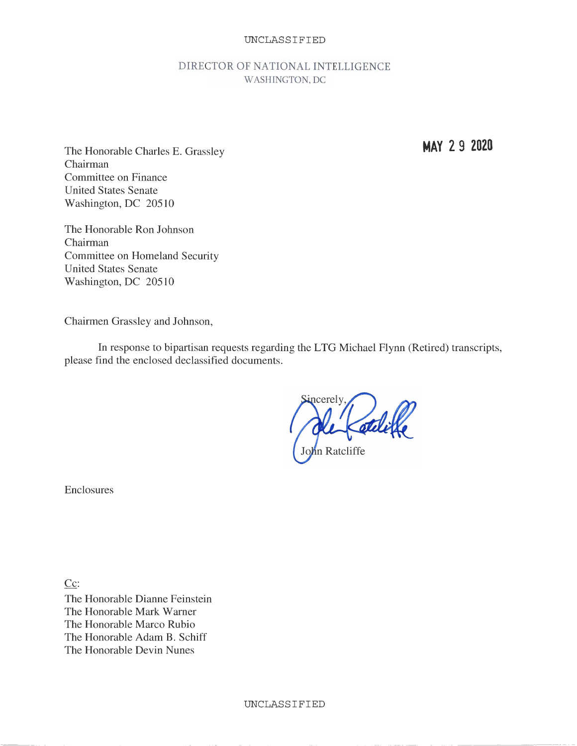UNCLASSIFIED

DIRECTOR OF NATIONAL INTELLIGENCE
WASHINGTON, DC

MAY 29 2020

The Honorable Charles E. Grassley
Chairman
Committee on Finance
United States Senate
Washington, DC 20510

The Honorable Ron Johnson
Chairman
Committee on Homeland Security
United States Senate
Washington, DC 20510

Chairmen Grassley and Johnson,

In response to bipartisan requests regarding the LTG Michael Flynn (Retired) transcripts, please find the enclosed declassified documents.

Sincerely,

John Ratcliffe

Enclosures

Cc:
The Honorable Dianne Feinstein
The Honorable Mark Warner
The Honorable Marco Rubio
The Honorable Adam B. Schiff
The Honorable Devin Nunes

UNCLASSIFIED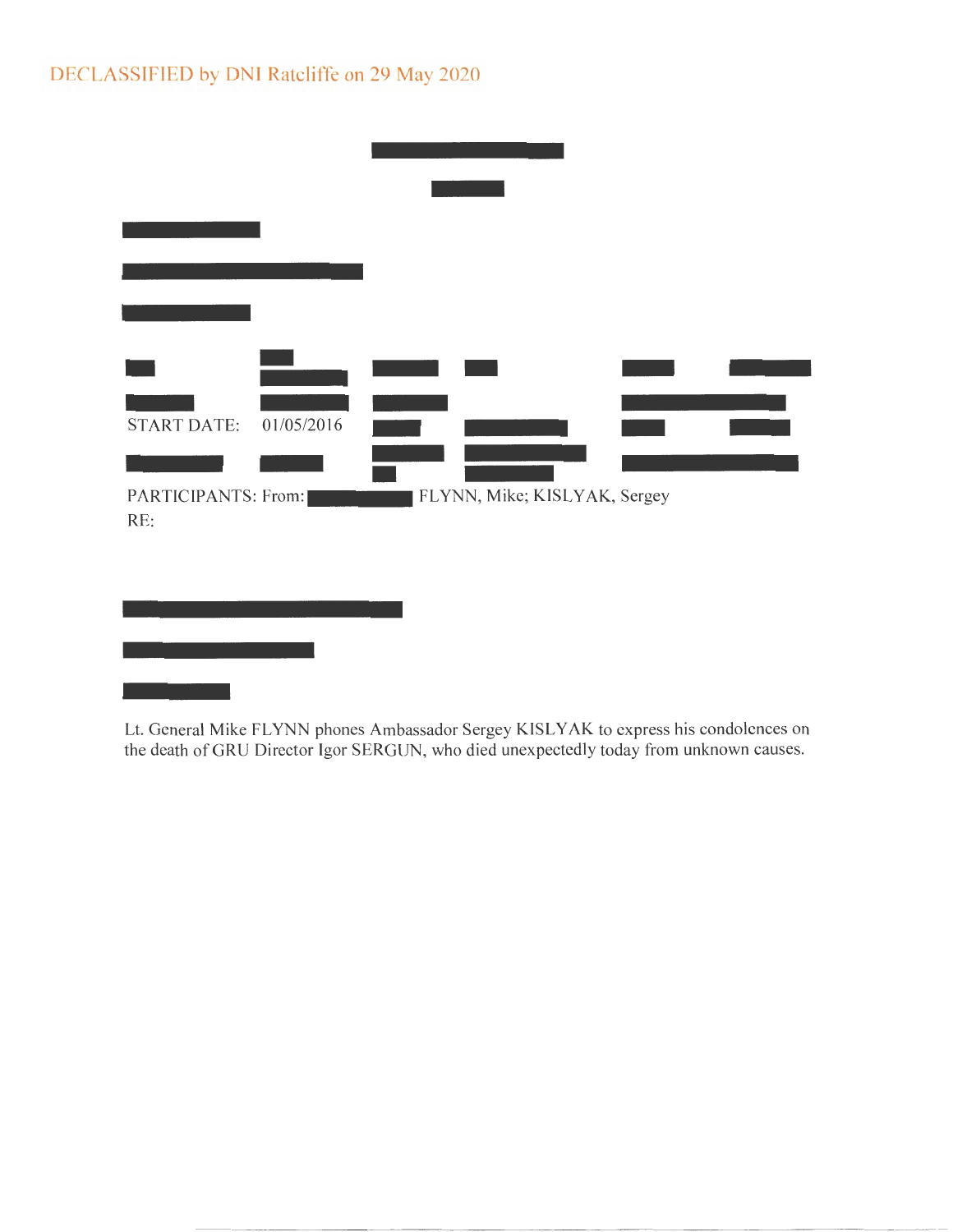DECLASSIFIED by DNI Ratcliffe on 29 May 2020

START DATE: 01/05/2016

PARTICIPANTS: From: FLYNN, Mike; KISLYAK, Sergey

RE:

Lt. General Mike FLYNN phones Ambassador Sergey KISLYAK to express his condolences on the death of GRU Director Igor SERGUN, who died unexpectedly today from unknown causes.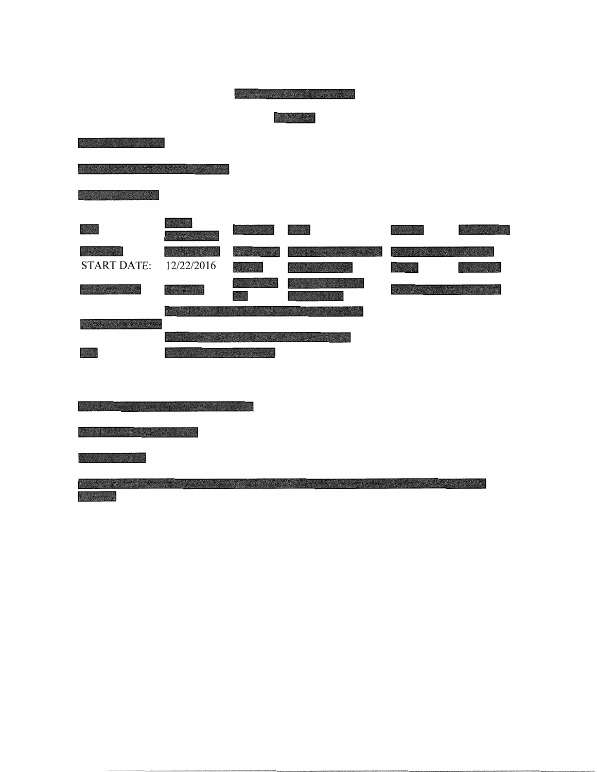START DATE: 12/22/2016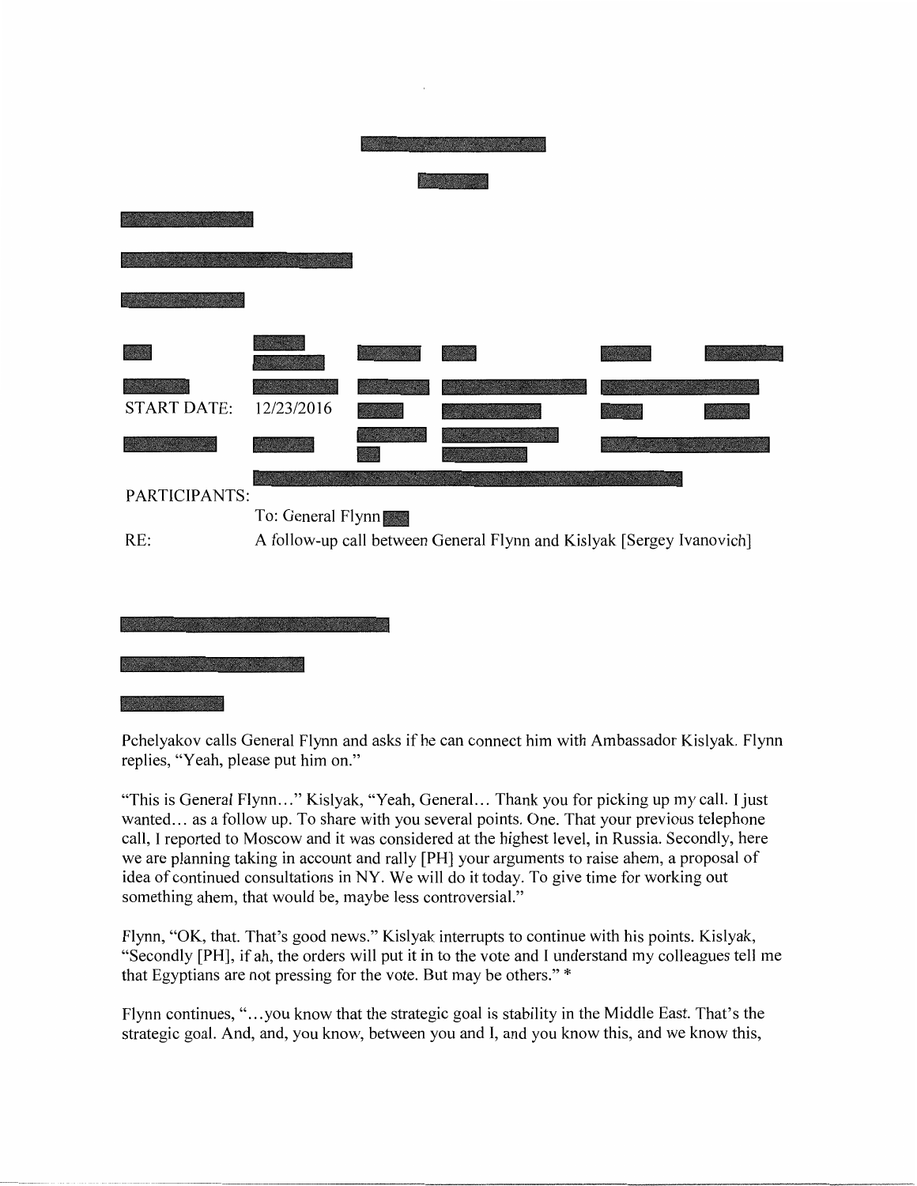START DATE: 12/23/2016

PARTICIPANTS:

To: General Flynn

RE: A follow-up call between General Flynn and Kislyak [Sergey Ivanovich]

Pchelyakov calls General Flynn and asks if he can connect him with Ambassador Kislyak. Flynn replies, "Yeah, please put him on."

"This is General Flynn…" Kislyak, "Yeah, General… Thank you for picking up my call. I just wanted… as a follow up. To share with you several points. One. That your previous telephone call, I reported to Moscow and it was considered at the highest level, in Russia. Secondly, here we are planning taking in account and rally [PH] your arguments to raise ahem, a proposal of idea of continued consultations in NY. We will do it today. To give time for working out something ahem, that would be, maybe less controversial."

Flynn, "OK, that. That's good news." Kislyak interrupts to continue with his points. Kislyak, "Secondly [PH], if ah, the orders will put it in to the vote and I understand my colleagues tell me that Egyptians are not pressing for the vote. But may be others." *

Flynn continues, "…you know that the strategic goal is stability in the Middle East. That's the strategic goal. And, and, you know, between you and I, and you know this, and we know this,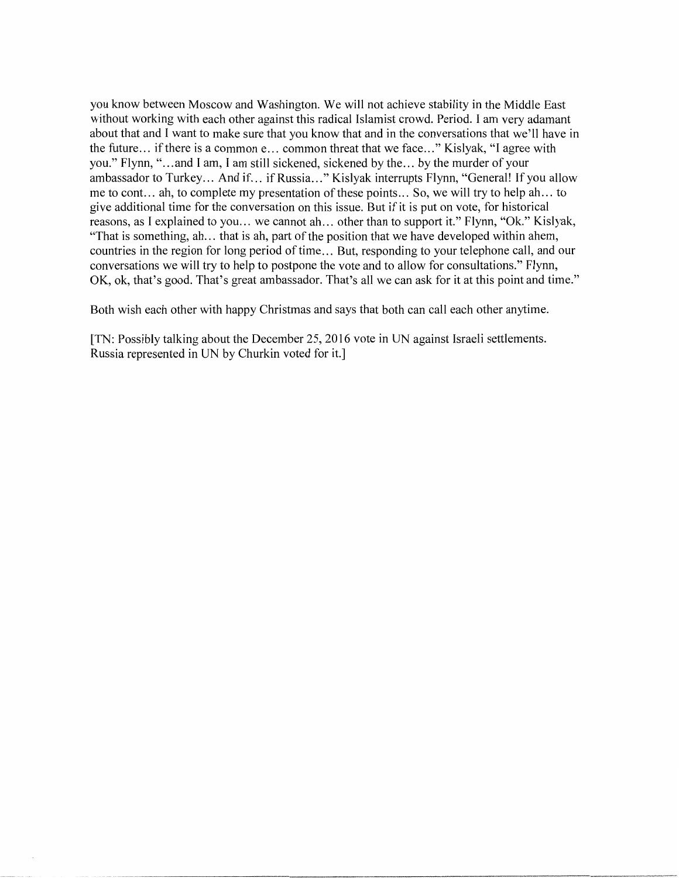you know between Moscow and Washington. We will not achieve stability in the Middle East without working with each other against this radical Islamist crowd. Period. I am very adamant about that and I want to make sure that you know that and in the conversations that we'll have in the future… if there is a common e… common threat that we face…" Kislyak, "I agree with you." Flynn, "…and I am, I am still sickened, sickened by the… by the murder of your ambassador to Turkey… And if… if Russia…" Kislyak interrupts Flynn, "General! If you allow me to cont… ah, to complete my presentation of these points… So, we will try to help ah… to give additional time for the conversation on this issue. But if it is put on vote, for historical reasons, as I explained to you… we cannot ah… other than to support it." Flynn, "Ok." Kislyak, "That is something, ah… that is ah, part of the position that we have developed within ahem, countries in the region for long period of time… But, responding to your telephone call, and our conversations we will try to help to postpone the vote and to allow for consultations." Flynn, OK, ok, that's good. That's great ambassador. That's all we can ask for it at this point and time."

Both wish each other with happy Christmas and says that both can call each other anytime.

[TN: Possibly talking about the December 25, 2016 vote in UN against Israeli settlements. Russia represented in UN by Churkin voted for it.]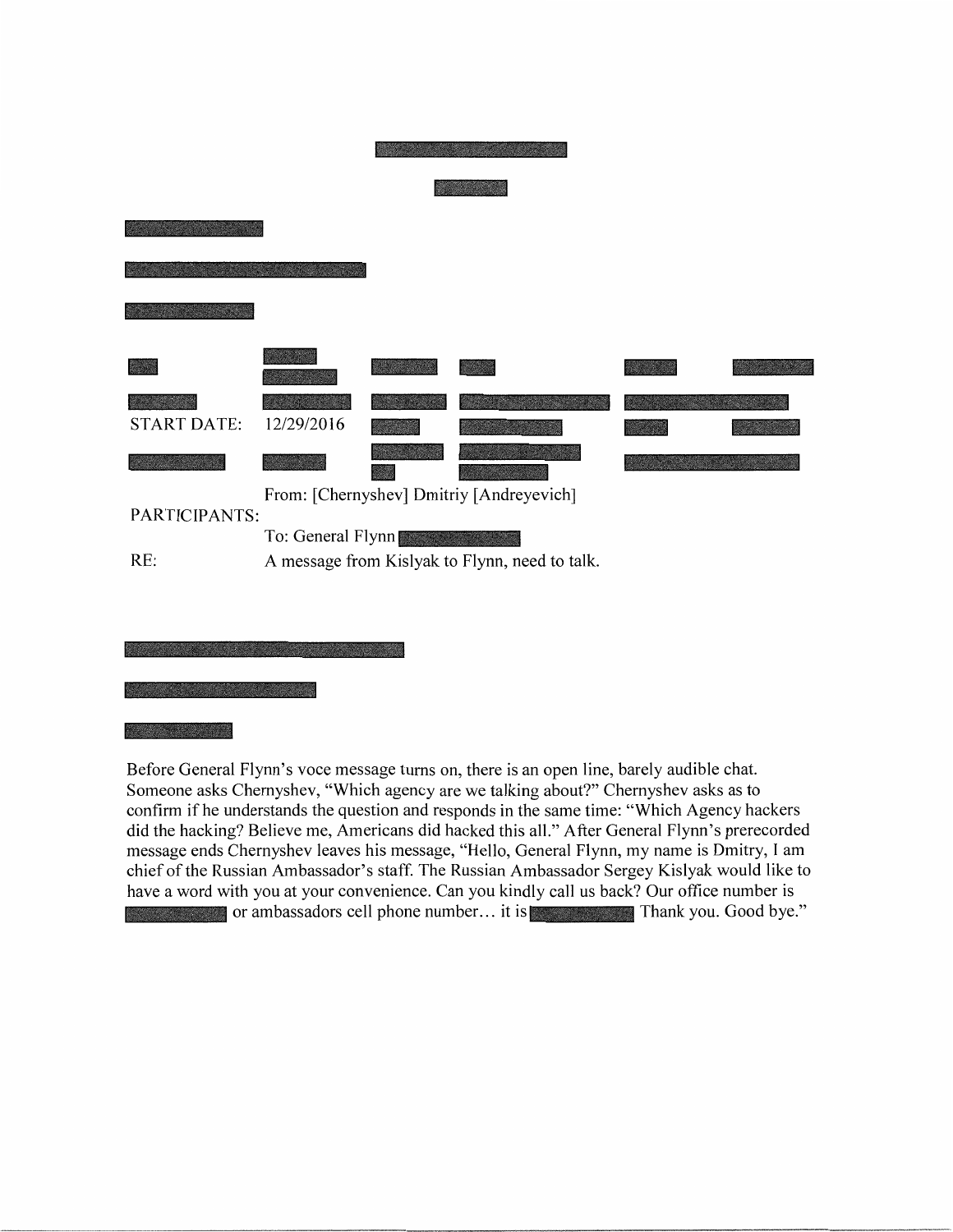| | | | | | |
|---|---|---|---|---|---|
| START DATE: | 12/29/2016 | | | | |
| PARTICIPANTS: | From: [Chernyshev] Dmitriy [Andreyevich] | | | | |
| | To: General Flynn | | | | |
| RE: | A message from Kislyak to Flynn, need to talk. | | | | |

Before General Flynn's voce message turns on, there is an open line, barely audible chat. Someone asks Chernyshev, "Which agency are we talking about?" Chernyshev asks as to confirm if he understands the question and responds in the same time: "Which Agency hackers did the hacking? Believe me, Americans did hacked this all." After General Flynn's prerecorded message ends Chernyshev leaves his message, "Hello, General Flynn, my name is Dmitry, I am chief of the Russian Ambassador's staff. The Russian Ambassador Sergey Kislyak would like to have a word with you at your convenience. Can you kindly call us back? Our office number is [REDACTED] or ambassadors cell phone number… it is [REDACTED] Thank you. Good bye."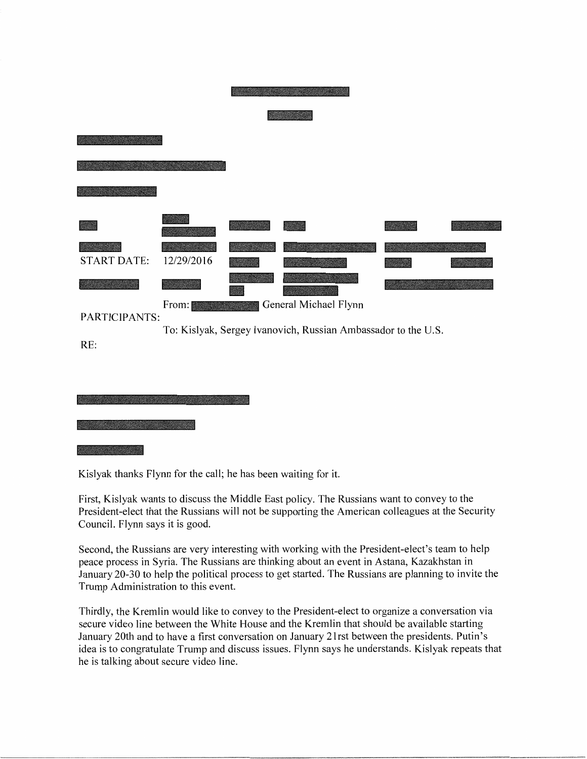START DATE: 12/29/2016

PARTICIPANTS:

From: General Michael Flynn

To: Kislyak, Sergey Ivanovich, Russian Ambassador to the U.S.

RE:

Kislyak thanks Flynn for the call; he has been waiting for it.

First, Kislyak wants to discuss the Middle East policy. The Russians want to convey to the President-elect that the Russians will not be supporting the American colleagues at the Security Council. Flynn says it is good.

Second, the Russians are very interesting with working with the President-elect's team to help peace process in Syria. The Russians are thinking about an event in Astana, Kazakhstan in January 20-30 to help the political process to get started. The Russians are planning to invite the Trump Administration to this event.

Thirdly, the Kremlin would like to convey to the President-elect to organize a conversation via secure video line between the White House and the Kremlin that should be available starting January 20th and to have a first conversation on January 21rst between the presidents. Putin's idea is to congratulate Trump and discuss issues. Flynn says he understands. Kislyak repeats that he is talking about secure video line.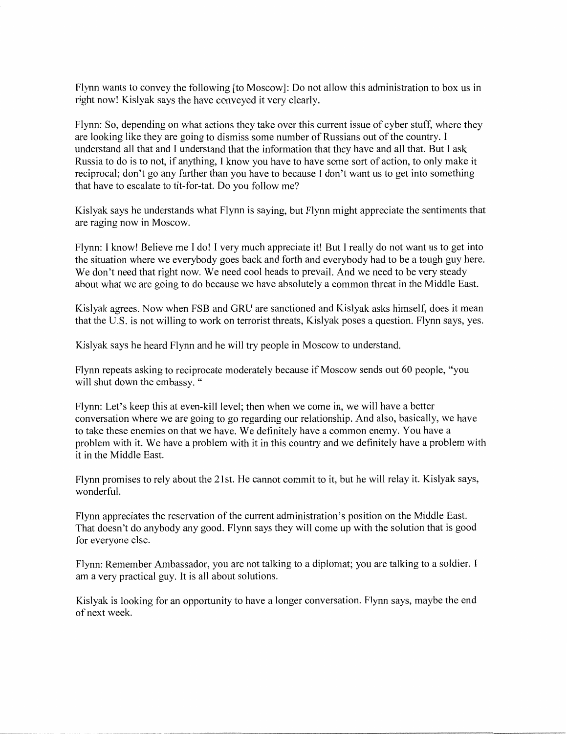Flynn wants to convey the following [to Moscow]: Do not allow this administration to box us in right now! Kislyak says the have conveyed it very clearly.

Flynn: So, depending on what actions they take over this current issue of cyber stuff, where they are looking like they are going to dismiss some number of Russians out of the country. I understand all that and I understand that the information that they have and all that. But I ask Russia to do is to not, if anything, I know you have to have some sort of action, to only make it reciprocal; don't go any further than you have to because I don't want us to get into something that have to escalate to tit-for-tat. Do you follow me?

Kislyak says he understands what Flynn is saying, but Flynn might appreciate the sentiments that are raging now in Moscow.

Flynn: I know! Believe me I do! I very much appreciate it! But I really do not want us to get into the situation where we everybody goes back and forth and everybody had to be a tough guy here. We don't need that right now. We need cool heads to prevail. And we need to be very steady about what we are going to do because we have absolutely a common threat in the Middle East.

Kislyak agrees. Now when FSB and GRU are sanctioned and Kislyak asks himself, does it mean that the U.S. is not willing to work on terrorist threats, Kislyak poses a question. Flynn says, yes.

Kislyak says he heard Flynn and he will try people in Moscow to understand.

Flynn repeats asking to reciprocate moderately because if Moscow sends out 60 people, "you will shut down the embassy. "

Flynn: Let's keep this at even-kill level; then when we come in, we will have a better conversation where we are going to go regarding our relationship. And also, basically, we have to take these enemies on that we have. We definitely have a common enemy. You have a problem with it. We have a problem with it in this country and we definitely have a problem with it in the Middle East.

Flynn promises to rely about the 21st. He cannot commit to it, but he will relay it. Kislyak says, wonderful.

Flynn appreciates the reservation of the current administration's position on the Middle East. That doesn't do anybody any good. Flynn says they will come up with the solution that is good for everyone else.

Flynn: Remember Ambassador, you are not talking to a diplomat; you are talking to a soldier. I am a very practical guy. It is all about solutions.

Kislyak is looking for an opportunity to have a longer conversation. Flynn says, maybe the end of next week.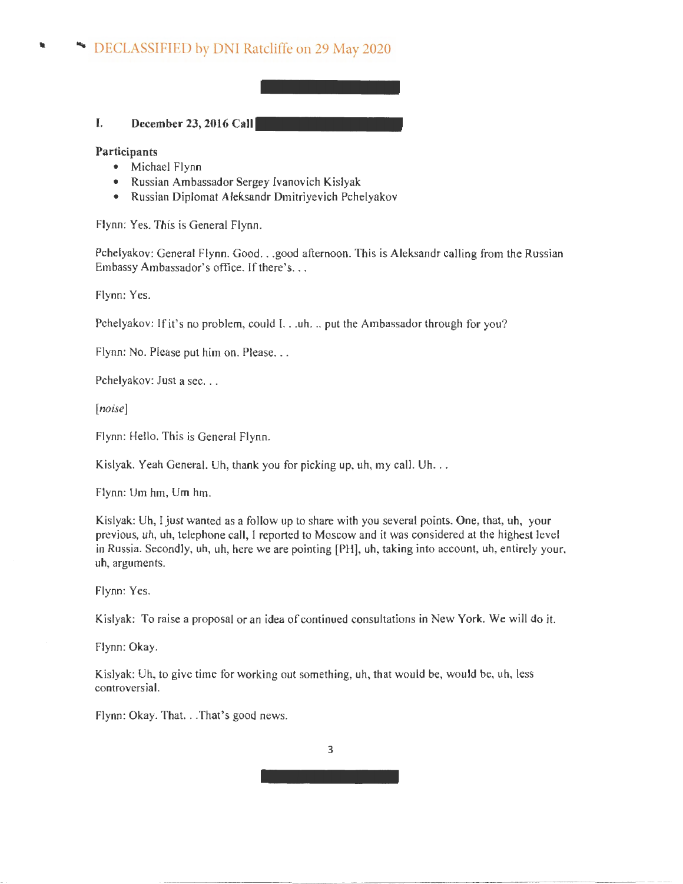DECLASSIFIED by DNI Ratcliffe on 29 May 2020

## I. December 23, 2016 Call

**Participants**

- Michael Flynn
- Russian Ambassador Sergey Ivanovich Kislyak
- Russian Diplomat Aleksandr Dmitriyevich Pchelyakov

Flynn: Yes. This is General Flynn.

Pchelyakov: General Flynn. Good. . .good afternoon. This is Aleksandr calling from the Russian Embassy Ambassador's office. If there's. . .

Flynn: Yes.

Pchelyakov: If it's no problem, could I. . .uh. .. put the Ambassador through for you?

Flynn: No. Please put him on. Please. . .

Pchelyakov: Just a sec. . .

[*noise*]

Flynn: Hello. This is General Flynn.

Kislyak. Yeah General. Uh, thank you for picking up, uh, my call. Uh. . .

Flynn: Um hm, Um hm.

Kislyak: Uh, I just wanted as a follow up to share with you several points. One, that, uh, your previous, uh, uh, telephone call, I reported to Moscow and it was considered at the highest level in Russia. Secondly, uh, uh, here we are pointing [PH], uh, taking into account, uh, entirely your, uh, arguments.

Flynn: Yes.

Kislyak: To raise a proposal or an idea of continued consultations in New York. We will do it.

Flynn: Okay.

Kislyak: Uh, to give time for working out something, uh, that would be, would be, uh, less controversial.

Flynn: Okay. That. . .That's good news.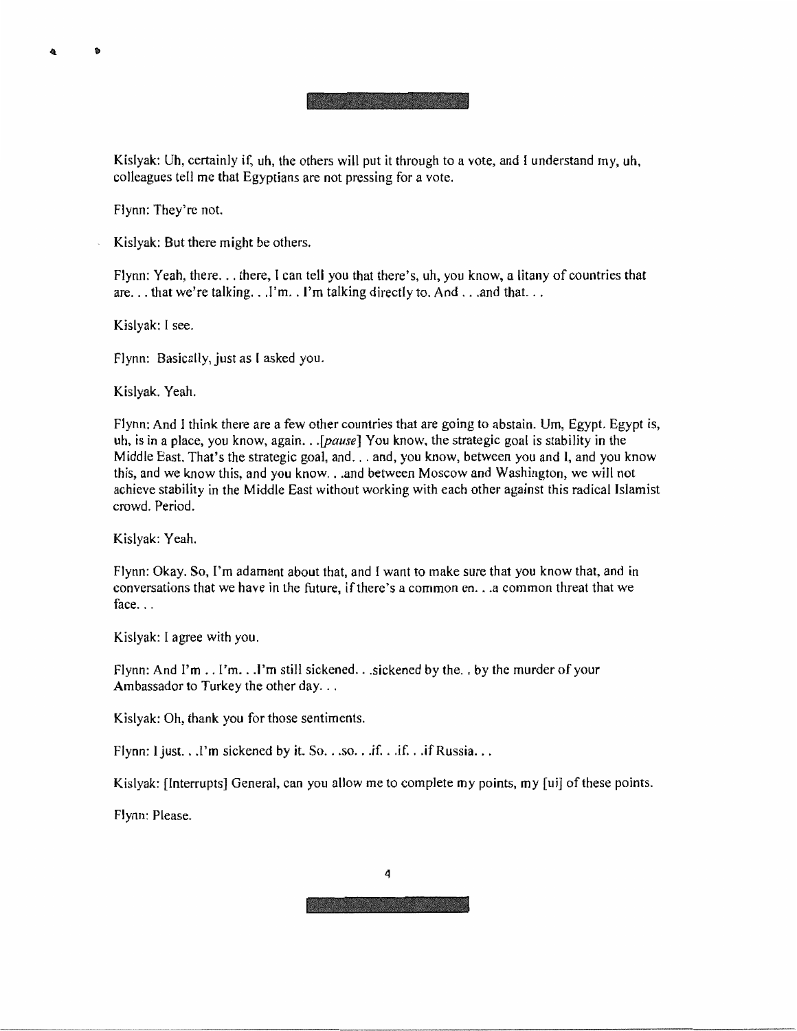Kislyak: Uh, certainly if, uh, the others will put it through to a vote, and I understand my, uh, colleagues tell me that Egyptians are not pressing for a vote.

Flynn: They're not.

Kislyak: But there might be others.

Flynn: Yeah, there. . . there, I can tell you that there's, uh, you know, a litany of countries that are. . . that we're talking. . .I'm. . I'm talking directly to. And . . .and that. . .

Kislyak: I see.

Flynn: Basically, just as I asked you.

Kislyak. Yeah.

Flynn: And I think there are a few other countries that are going to abstain. Um, Egypt. Egypt is, uh, is in a place, you know, again. . .*[pause]* You know, the strategic goal is stability in the Middle East. That's the strategic goal, and. . . and, you know, between you and I, and you know this, and we know this, and you know. . .and between Moscow and Washington, we will not achieve stability in the Middle East without working with each other against this radical Islamist crowd. Period.

Kislyak: Yeah.

Flynn: Okay. So, I'm adamant about that, and I want to make sure that you know that, and in conversations that we have in the future, if there's a common en. . .a common threat that we face. . .

Kislyak: I agree with you.

Flynn: And I'm . . I'm. . .I'm still sickened. . .sickened by the. . by the murder of your Ambassador to Turkey the other day. . .

Kislyak: Oh, thank you for those sentiments.

Flynn: I just. . .I'm sickened by it. So. . .so. . .if. . .if. . .if Russia. . .

Kislyak: [Interrupts] General, can you allow me to complete my points, my [ui] of these points.

Flynn: Please.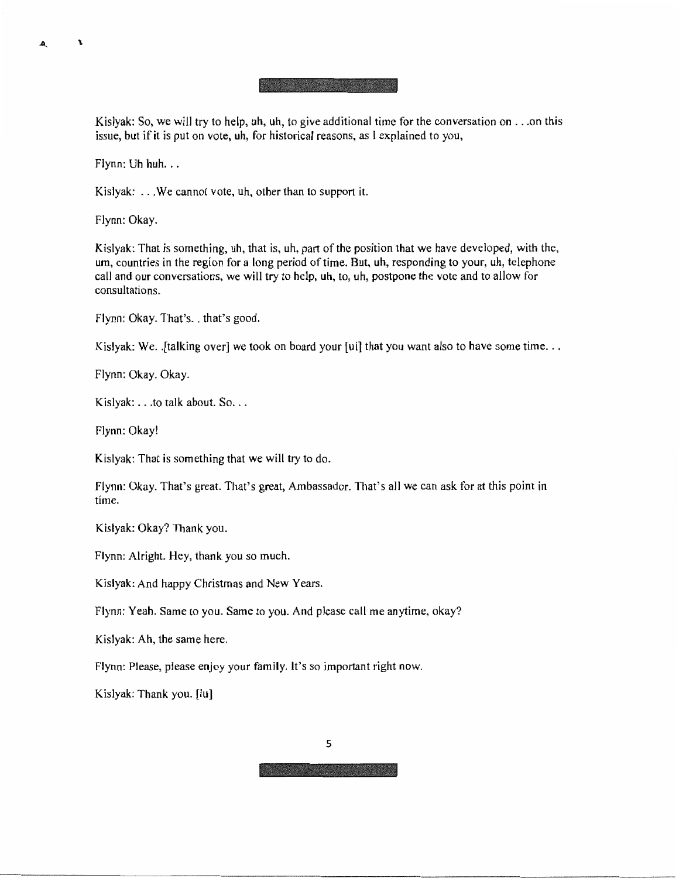Kislyak: So, we will try to help, uh, uh, to give additional time for the conversation on . . .on this issue, but if it is put on vote, uh, for historical reasons, as I explained to you,

Flynn: Uh huh. . .

Kislyak: . . .We cannot vote, uh, other than to support it.

Flynn: Okay.

Kislyak: That is something, uh, that is, uh, part of the position that we have developed, with the, um, countries in the region for a long period of time. But, uh, responding to your, uh, telephone call and our conversations, we will try to help, uh, to, uh, postpone the vote and to allow for consultations.

Flynn: Okay. That's. . that's good.

Kislyak: We. .[talking over] we took on board your [ui] that you want also to have some time. . .

Flynn: Okay. Okay.

Kislyak: . . .to talk about. So. . .

Flynn: Okay!

Kislyak: That is something that we will try to do.

Flynn: Okay. That's great. That's great, Ambassador. That's all we can ask for at this point in time.

Kislyak: Okay? Thank you.

Flynn: Alright. Hey, thank you so much.

Kislyak: And happy Christmas and New Years.

Flynn: Yeah. Same to you. Same to you. And please call me anytime, okay?

Kislyak: Ah, the same here.

Flynn: Please, please enjoy your family. It's so important right now.

Kislyak: Thank you. [iu]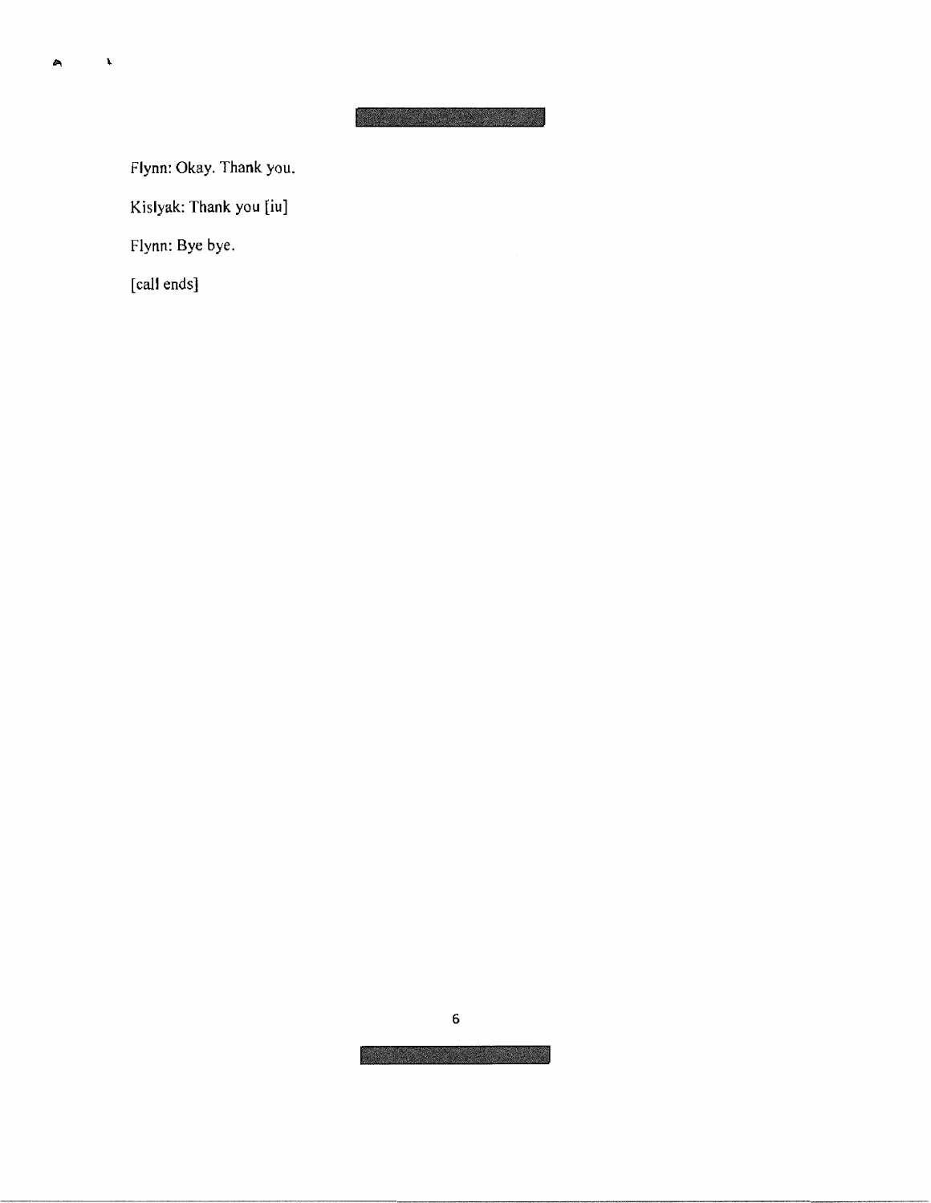Flynn: Okay. Thank you.

Kislyak: Thank you [iu]

Flynn: Bye bye.

[call ends]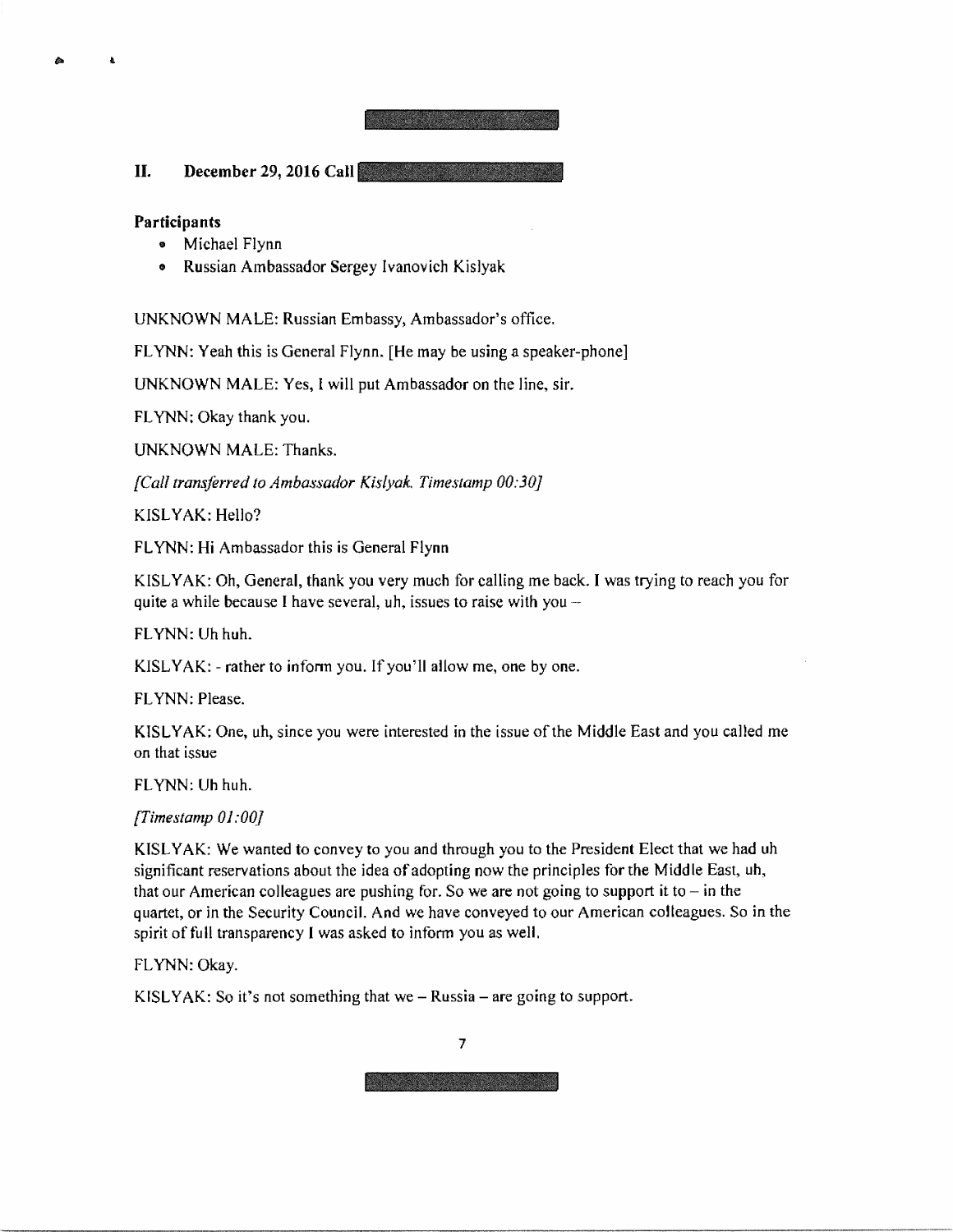## II. December 29, 2016 Call

**Participants**

- Michael Flynn
- Russian Ambassador Sergey Ivanovich Kislyak

UNKNOWN MALE: Russian Embassy, Ambassador's office.

FLYNN: Yeah this is General Flynn. [He may be using a speaker-phone]

UNKNOWN MALE: Yes, I will put Ambassador on the line, sir.

FLYNN: Okay thank you.

UNKNOWN MALE: Thanks.

*[Call transferred to Ambassador Kislyak. Timestamp 00:30]*

KISLYAK: Hello?

FLYNN: Hi Ambassador this is General Flynn

KISLYAK: Oh, General, thank you very much for calling me back. I was trying to reach you for quite a while because I have several, uh, issues to raise with you –

FLYNN: Uh huh.

KISLYAK: - rather to inform you. If you'll allow me, one by one.

FLYNN: Please.

KISLYAK: One, uh, since you were interested in the issue of the Middle East and you called me on that issue

FLYNN: Uh huh.

*[Timestamp 01:00]*

KISLYAK: We wanted to convey to you and through you to the President Elect that we had uh significant reservations about the idea of adopting now the principles for the Middle East, uh, that our American colleagues are pushing for. So we are not going to support it to – in the quartet, or in the Security Council. And we have conveyed to our American colleagues. So in the spirit of full transparency I was asked to inform you as well.

FLYNN: Okay.

KISLYAK: So it's not something that we – Russia – are going to support.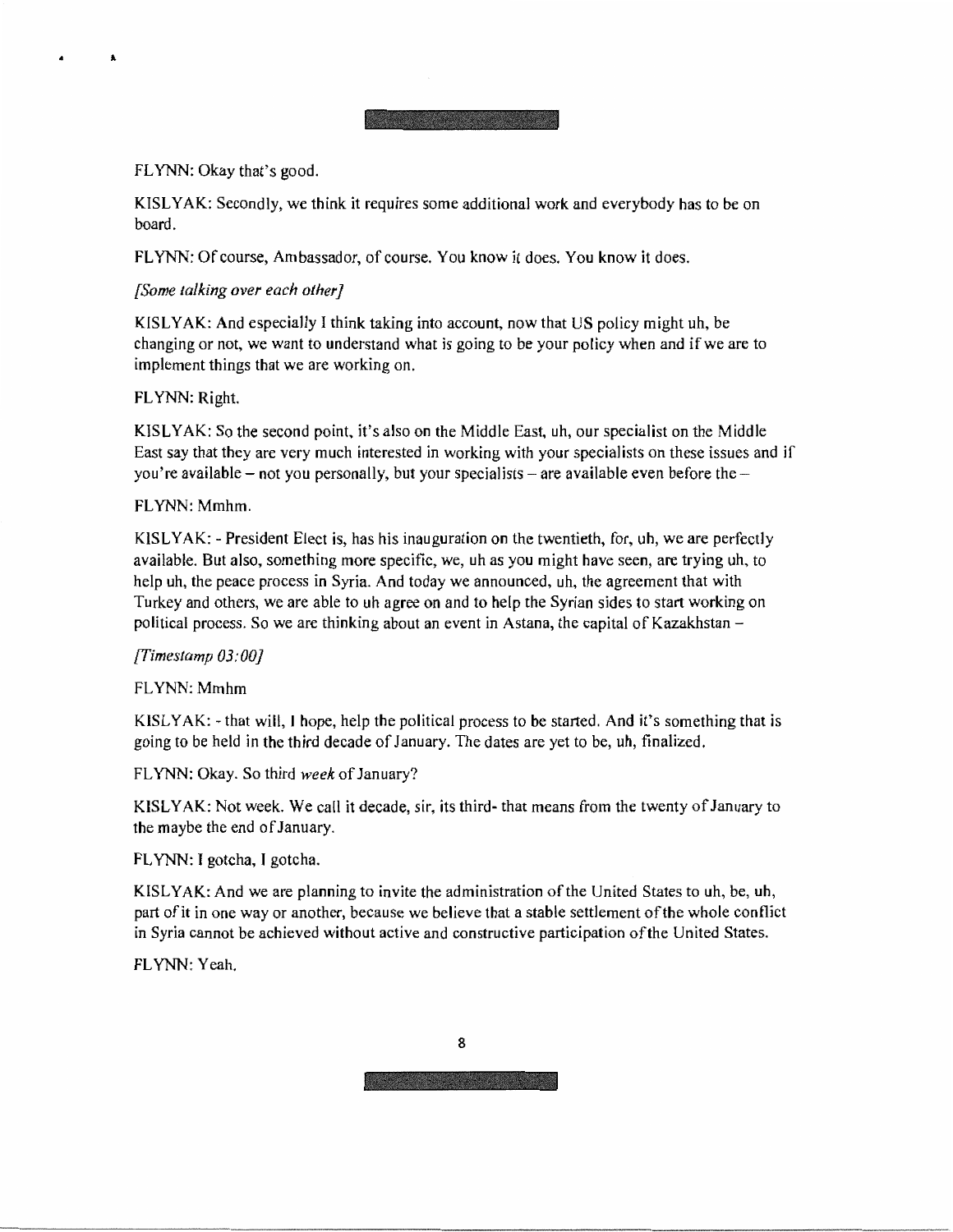FLYNN: Okay that's good.

KISLYAK: Secondly, we think it requires some additional work and everybody has to be on board.

FLYNN: Of course, Ambassador, of course. You know it does. You know it does.

*[Some talking over each other]*

KISLYAK: And especially I think taking into account, now that US policy might uh, be changing or not, we want to understand what is going to be your policy when and if we are to implement things that we are working on.

FLYNN: Right.

KISLYAK: So the second point, it's also on the Middle East, uh, our specialist on the Middle East say that they are very much interested in working with your specialists on these issues and if you're available – not you personally, but your specialists – are available even before the –

FLYNN: Mmhm.

KISLYAK: - President Elect is, has his inauguration on the twentieth, for, uh, we are perfectly available. But also, something more specific, we, uh as you might have seen, are trying uh, to help uh, the peace process in Syria. And today we announced, uh, the agreement that with Turkey and others, we are able to uh agree on and to help the Syrian sides to start working on political process. So we are thinking about an event in Astana, the capital of Kazakhstan –

*[Timestamp 03:00]*

FLYNN: Mmhm

KISLYAK: - that will, I hope, help the political process to be started. And it's something that is going to be held in the third decade of January. The dates are yet to be, uh, finalized.

FLYNN: Okay. So third *week* of January?

KISLYAK: Not week. We call it decade, sir, its third- that means from the twenty of January to the maybe the end of January.

FLYNN: I gotcha, I gotcha.

KISLYAK: And we are planning to invite the administration of the United States to uh, be, uh, part of it in one way or another, because we believe that a stable settlement of the whole conflict in Syria cannot be achieved without active and constructive participation of the United States.

FLYNN: Yeah.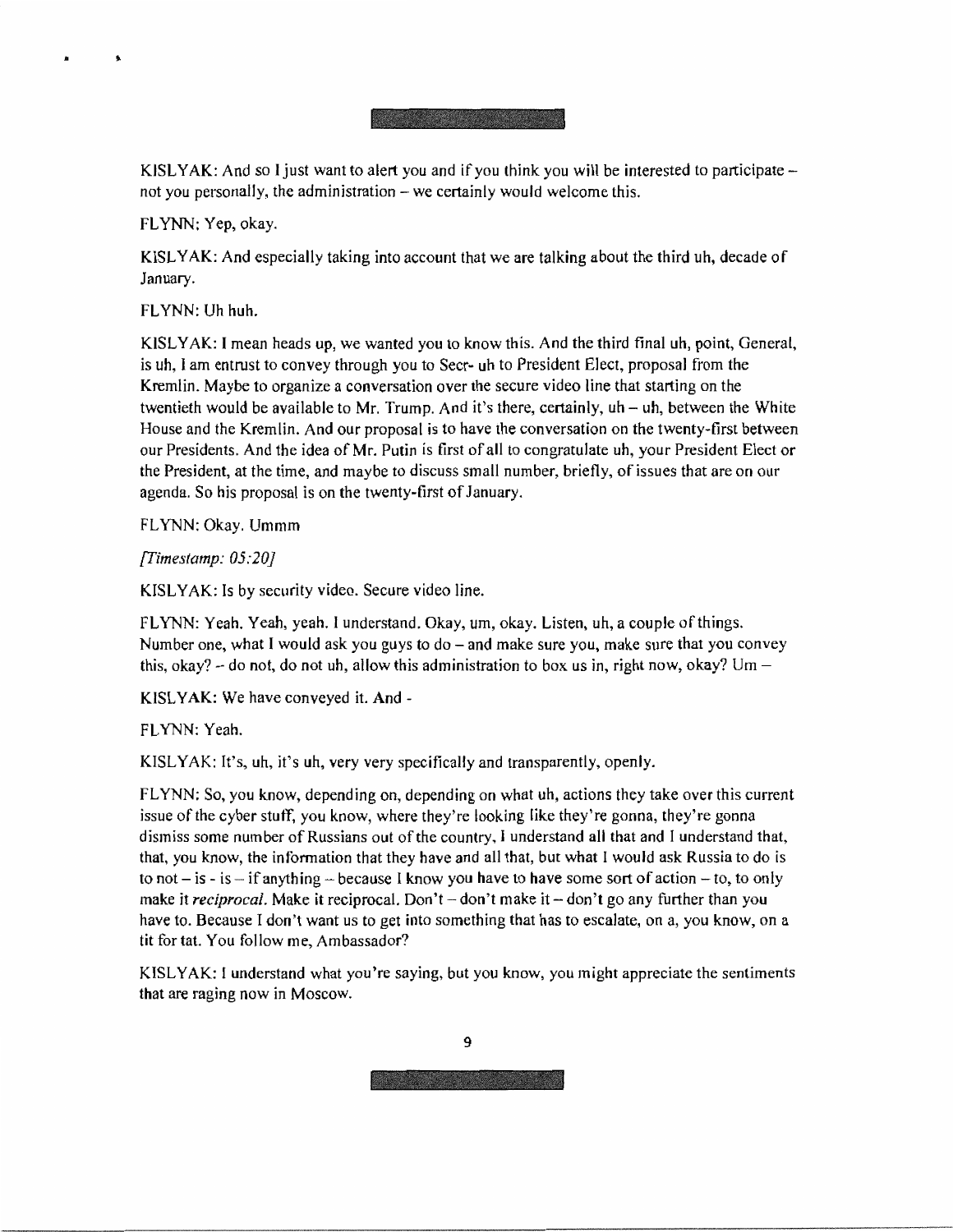KISLYAK: And so I just want to alert you and if you think you will be interested to participate – not you personally, the administration – we certainly would welcome this.

FLYNN: Yep, okay.

KISLYAK: And especially taking into account that we are talking about the third uh, decade of January.

FLYNN: Uh huh.

KISLYAK: I mean heads up, we wanted you to know this. And the third final uh, point, General, is uh, I am entrust to convey through you to Secr- uh to President Elect, proposal from the Kremlin. Maybe to organize a conversation over the secure video line that starting on the twentieth would be available to Mr. Trump. And it's there, certainly, uh – uh, between the White House and the Kremlin. And our proposal is to have the conversation on the twenty-first between our Presidents. And the idea of Mr. Putin is first of all to congratulate uh, your President Elect or the President, at the time, and maybe to discuss small number, briefly, of issues that are on our agenda. So his proposal is on the twenty-first of January.

FLYNN: Okay. Ummm

*[Timestamp: 05:20]*

KISLYAK: Is by security video. Secure video line.

FLYNN: Yeah. Yeah, yeah. I understand. Okay, um, okay. Listen, uh, a couple of things. Number one, what I would ask you guys to do – and make sure you, make sure that you convey this, okay? – do not, do not uh, allow this administration to box us in, right now, okay? Um –

KISLYAK: We have conveyed it. And -

FLYNN: Yeah.

KISLYAK: It's, uh, it's uh, very very specifically and transparently, openly.

FLYNN: So, you know, depending on, depending on what uh, actions they take over this current issue of the cyber stuff, you know, where they're looking like they're gonna, they're gonna dismiss some number of Russians out of the country, I understand all that and I understand that, that, you know, the information that they have and all that, but what I would ask Russia to do is to not – is - is – if anything – because I know you have to have some sort of action – to, to only make it *reciprocal*. Make it reciprocal. Don't – don't make it – don't go any further than you have to. Because I don't want us to get into something that has to escalate, on a, you know, on a tit for tat. You follow me, Ambassador?

KISLYAK: I understand what you're saying, but you know, you might appreciate the sentiments that are raging now in Moscow.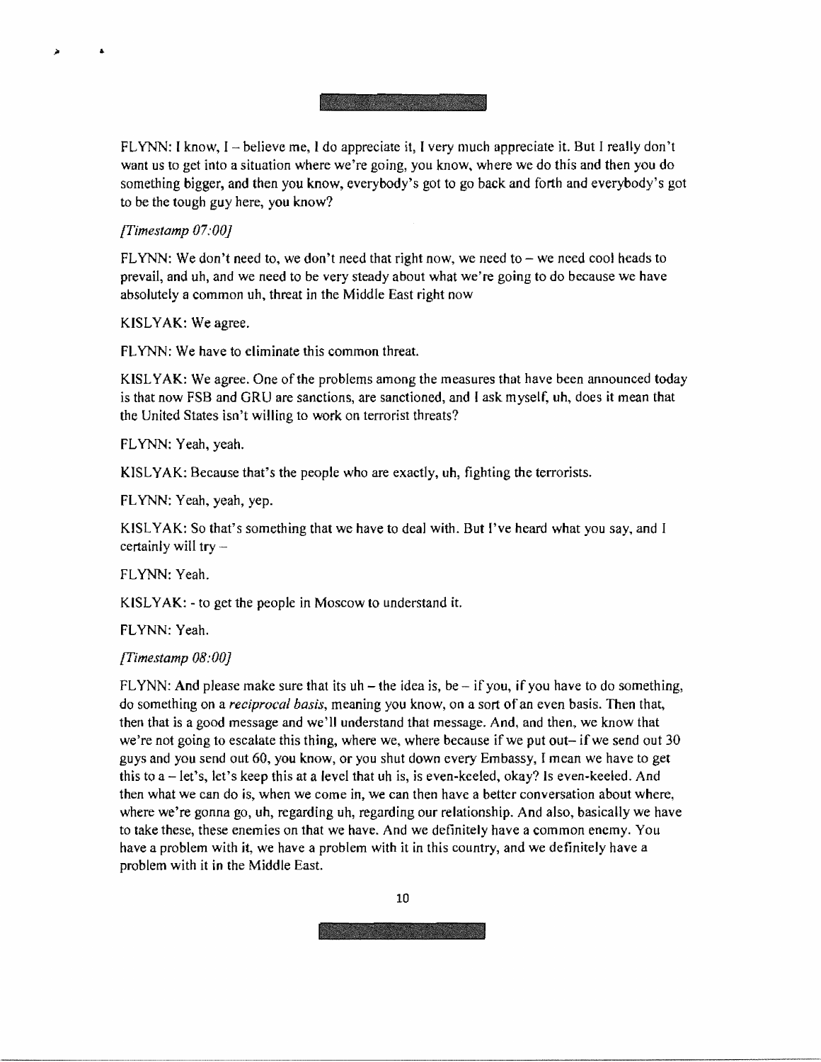FLYNN: I know, I – believe me, I do appreciate it, I very much appreciate it. But I really don't want us to get into a situation where we're going, you know, where we do this and then you do something bigger, and then you know, everybody's got to go back and forth and everybody's got to be the tough guy here, you know?

*[Timestamp 07:00]*

FLYNN: We don't need to, we don't need that right now, we need to – we need cool heads to prevail, and uh, and we need to be very steady about what we're going to do because we have absolutely a common uh, threat in the Middle East right now

KISLYAK: We agree.

FLYNN: We have to eliminate this common threat.

KISLYAK: We agree. One of the problems among the measures that have been announced today is that now FSB and GRU are sanctions, are sanctioned, and I ask myself, uh, does it mean that the United States isn't willing to work on terrorist threats?

FLYNN: Yeah, yeah.

KISLYAK: Because that's the people who are exactly, uh, fighting the terrorists.

FLYNN: Yeah, yeah, yep.

KISLYAK: So that's something that we have to deal with. But I've heard what you say, and I certainly will try –

FLYNN: Yeah.

KISLYAK: - to get the people in Moscow to understand it.

FLYNN: Yeah.

*[Timestamp 08:00]*

FLYNN: And please make sure that its uh – the idea is, be – if you, if you have to do something, do something on a *reciprocal basis*, meaning you know, on a sort of an even basis. Then that, then that is a good message and we'll understand that message. And, and then, we know that we're not going to escalate this thing, where we, where because if we put out– if we send out 30 guys and you send out 60, you know, or you shut down every Embassy, I mean we have to get this to a – let's, let's keep this at a level that uh is, is even-keeled, okay? Is even-keeled. And then what we can do is, when we come in, we can then have a better conversation about where, where we're gonna go, uh, regarding uh, regarding our relationship. And also, basically we have to take these, these enemies on that we have. And we definitely have a common enemy. You have a problem with it, we have a problem with it in this country, and we definitely have a problem with it in the Middle East.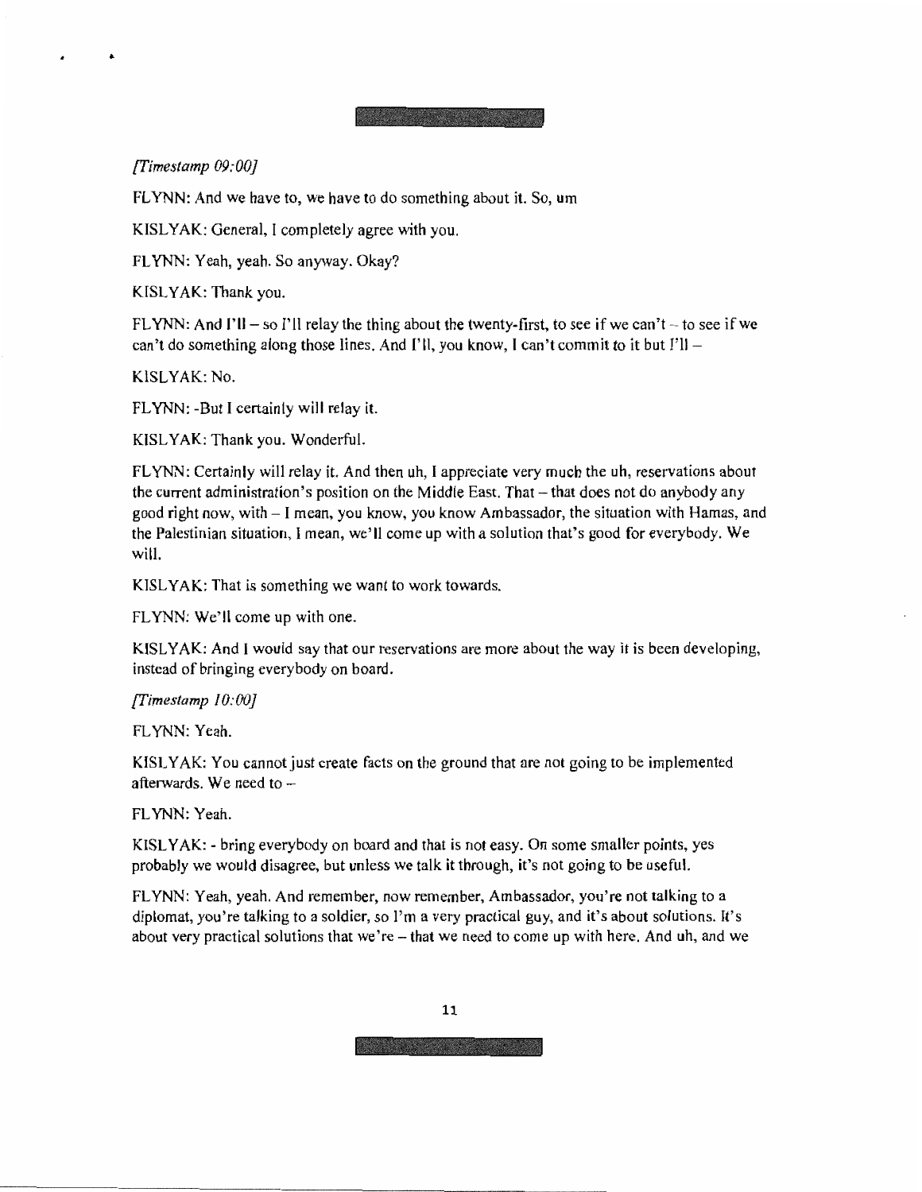*[Timestamp 09:00]*

FLYNN: And we have to, we have to do something about it. So, um

KISLYAK: General, I completely agree with you.

FLYNN: Yeah, yeah. So anyway. Okay?

KISLYAK: Thank you.

FLYNN: And I'll – so I'll relay the thing about the twenty-first, to see if we can't – to see if we can't do something along those lines. And I'll, you know, I can't commit to it but I'll –

KISLYAK: No.

FLYNN: -But I certainly will relay it.

KISLYAK: Thank you. Wonderful.

FLYNN: Certainly will relay it. And then uh, I appreciate very much the uh, reservations about the current administration's position on the Middle East. That – that does not do anybody any good right now, with – I mean, you know, you know Ambassador, the situation with Hamas, and the Palestinian situation, I mean, we'll come up with a solution that's good for everybody. We will.

KISLYAK: That is something we want to work towards.

FLYNN: We'll come up with one.

KISLYAK: And I would say that our reservations are more about the way it is been developing, instead of bringing everybody on board.

*[Timestamp 10:00]*

FLYNN: Yeah.

KISLYAK: You cannot just create facts on the ground that are not going to be implemented afterwards. We need to –

FLYNN: Yeah.

KISLYAK: - bring everybody on board and that is not easy. On some smaller points, yes probably we would disagree, but unless we talk it through, it's not going to be useful.

FLYNN: Yeah, yeah. And remember, now remember, Ambassador, you're not talking to a diplomat, you're talking to a soldier, so I'm a very practical guy, and it's about solutions. It's about very practical solutions that we're – that we need to come up with here. And uh, and we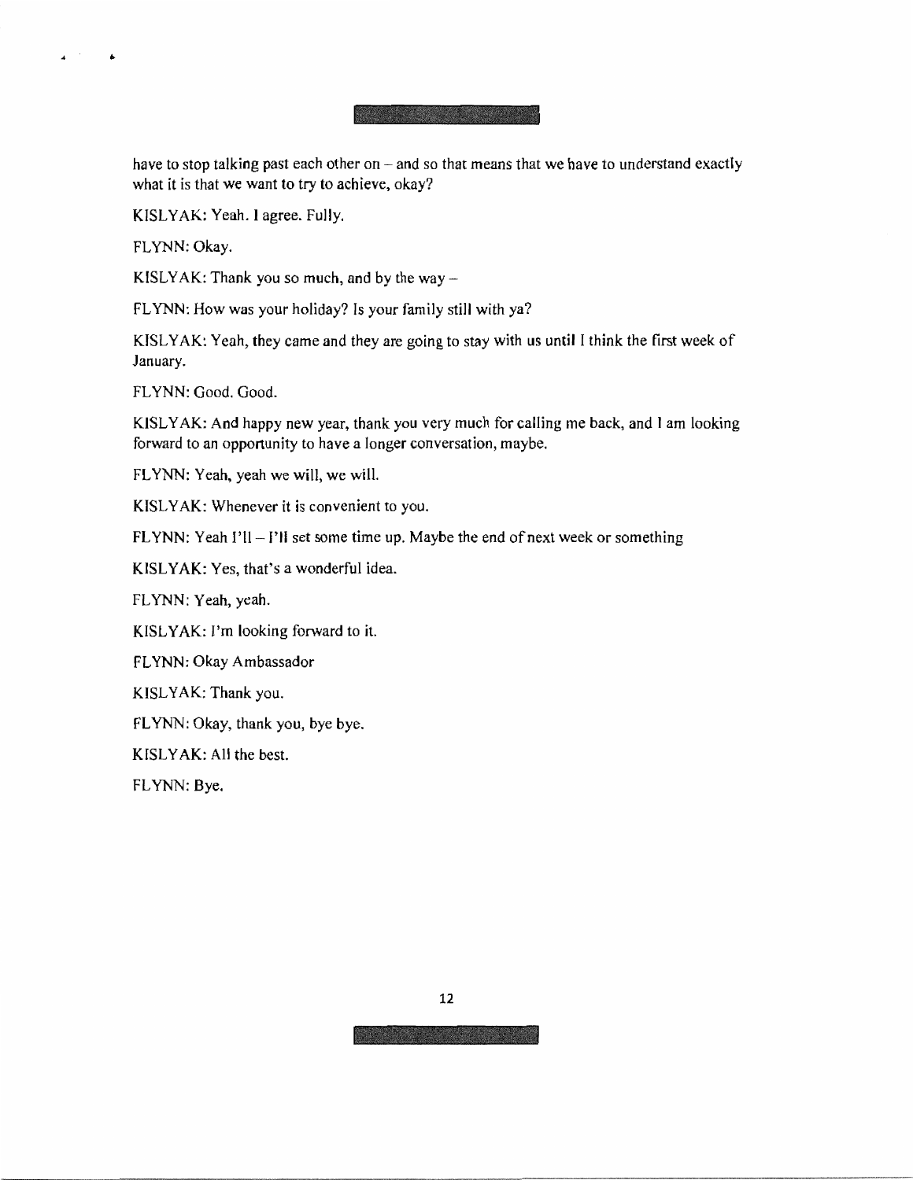have to stop talking past each other on – and so that means that we have to understand exactly what it is that we want to try to achieve, okay?

KISLYAK: Yeah. I agree. Fully.

FLYNN: Okay.

KISLYAK: Thank you so much, and by the way –

FLYNN: How was your holiday? Is your family still with ya?

KISLYAK: Yeah, they came and they are going to stay with us until I think the first week of January.

FLYNN: Good. Good.

KISLYAK: And happy new year, thank you very much for calling me back, and I am looking forward to an opportunity to have a longer conversation, maybe.

FLYNN: Yeah, yeah we will, we will.

KISLYAK: Whenever it is convenient to you.

FLYNN: Yeah I'll – I'll set some time up. Maybe the end of next week or something

KISLYAK: Yes, that's a wonderful idea.

FLYNN: Yeah, yeah.

KISLYAK: I'm looking forward to it.

FLYNN: Okay Ambassador

KISLYAK: Thank you.

FLYNN: Okay, thank you, bye bye.

KISLYAK: All the best.

FLYNN: Bye.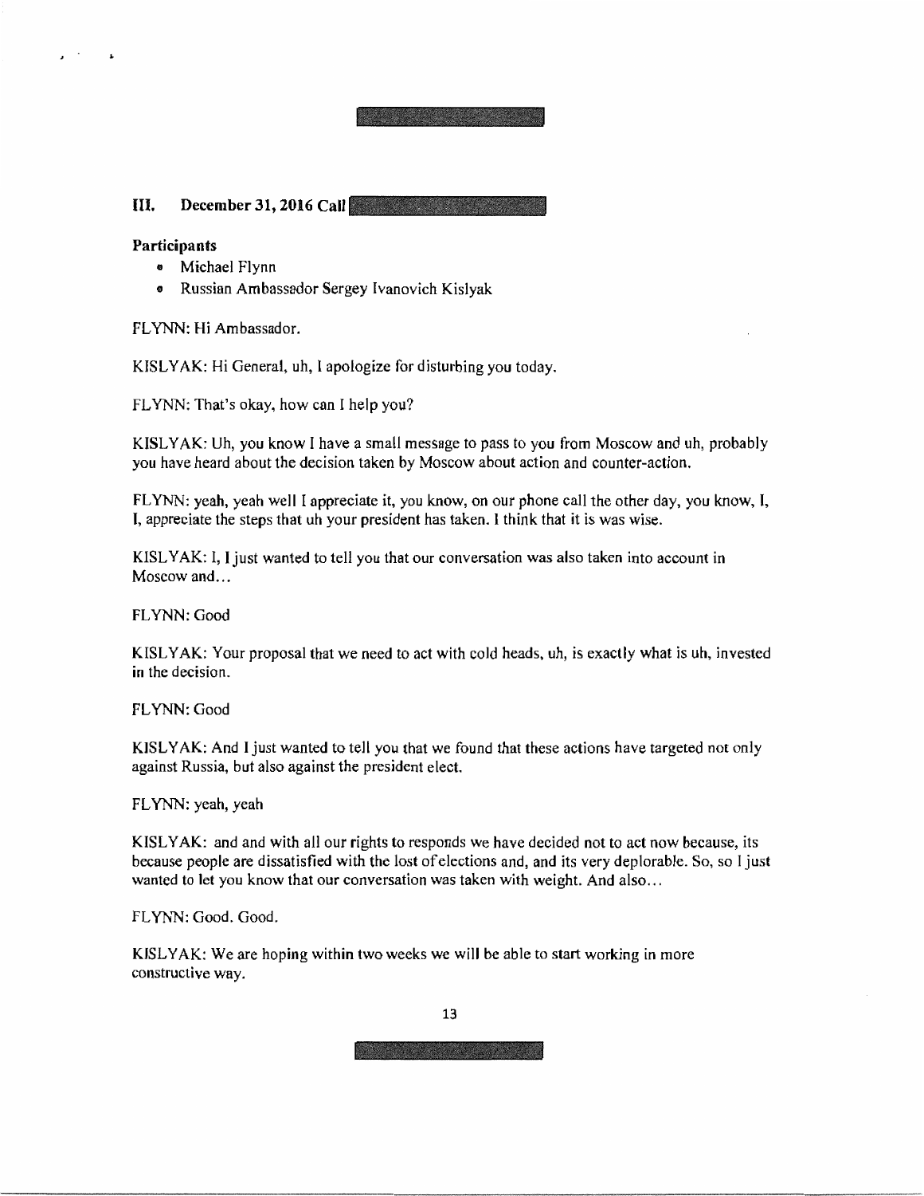## III. December 31, 2016 Call

**Participants**

- Michael Flynn
- Russian Ambassador Sergey Ivanovich Kislyak

FLYNN: Hi Ambassador.

KISLYAK: Hi General, uh, I apologize for disturbing you today.

FLYNN: That's okay, how can I help you?

KISLYAK: Uh, you know I have a small message to pass to you from Moscow and uh, probably you have heard about the decision taken by Moscow about action and counter-action.

FLYNN: yeah, yeah well I appreciate it, you know, on our phone call the other day, you know, I, I, appreciate the steps that uh your president has taken. I think that it is was wise.

KISLYAK: I, I just wanted to tell you that our conversation was also taken into account in Moscow and...

FLYNN: Good

KISLYAK: Your proposal that we need to act with cold heads, uh, is exactly what is uh, invested in the decision.

FLYNN: Good

KISLYAK: And I just wanted to tell you that we found that these actions have targeted not only against Russia, but also against the president elect.

FLYNN: yeah, yeah

KISLYAK: and and with all our rights to responds we have decided not to act now because, its because people are dissatisfied with the lost of elections and, and its very deplorable. So, so I just wanted to let you know that our conversation was taken with weight. And also...

FLYNN: Good. Good.

KISLYAK: We are hoping within two weeks we will be able to start working in more constructive way.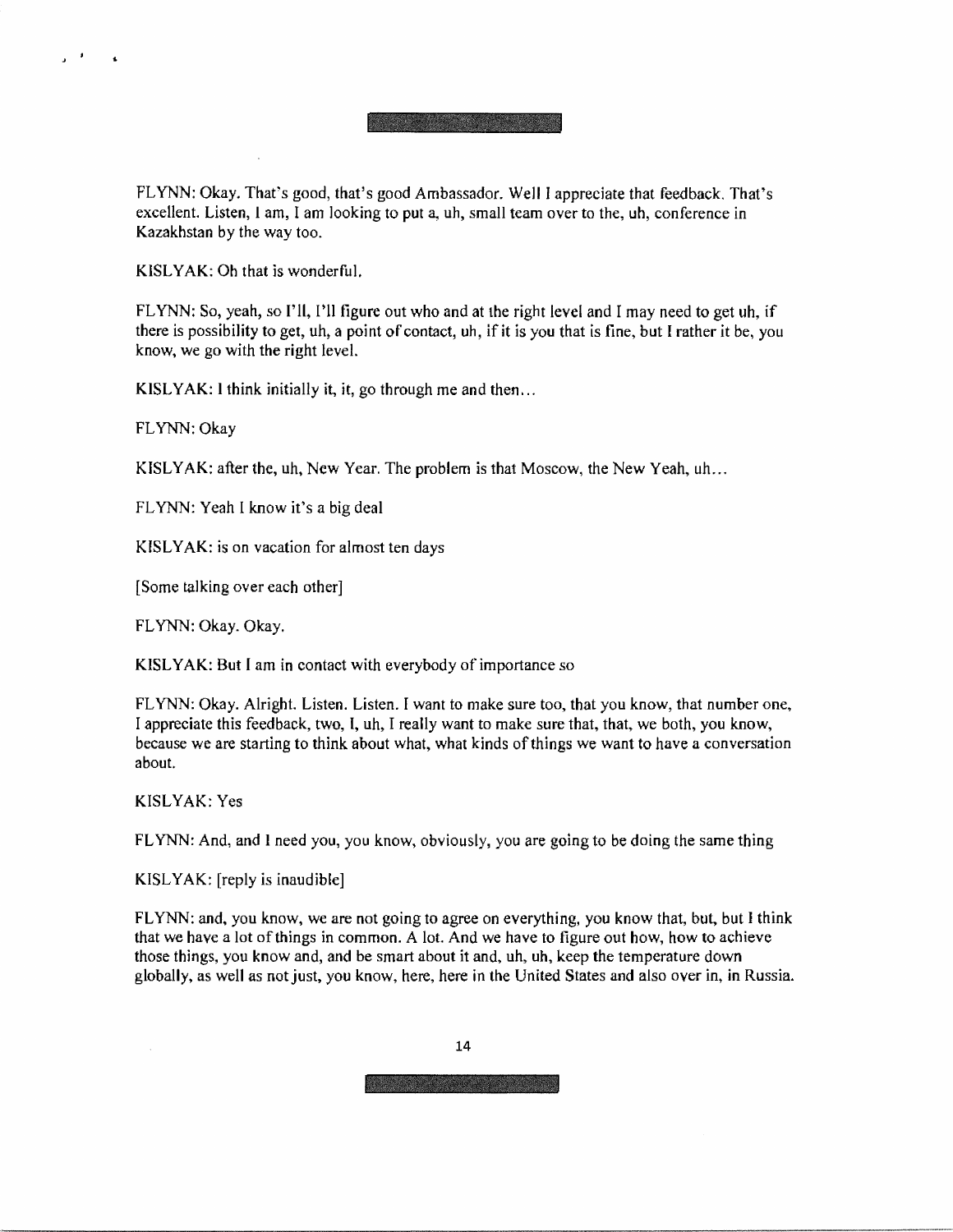FLYNN: Okay. That's good, that's good Ambassador. Well I appreciate that feedback. That's excellent. Listen, I am, I am looking to put a, uh, small team over to the, uh, conference in Kazakhstan by the way too.

KISLYAK: Oh that is wonderful.

FLYNN: So, yeah, so I'll, I'll figure out who and at the right level and I may need to get uh, if there is possibility to get, uh, a point of contact, uh, if it is you that is fine, but I rather it be, you know, we go with the right level.

KISLYAK: I think initially it, it, go through me and then...

FLYNN: Okay

KISLYAK: after the, uh, New Year. The problem is that Moscow, the New Yeah, uh...

FLYNN: Yeah I know it's a big deal

KISLYAK: is on vacation for almost ten days

[Some talking over each other]

FLYNN: Okay. Okay.

KISLYAK: But I am in contact with everybody of importance so

FLYNN: Okay. Alright. Listen. Listen. I want to make sure too, that you know, that number one, I appreciate this feedback, two, I, uh, I really want to make sure that, that, we both, you know, because we are starting to think about what, what kinds of things we want to have a conversation about.

KISLYAK: Yes

FLYNN: And, and I need you, you know, obviously, you are going to be doing the same thing

KISLYAK: [reply is inaudible]

FLYNN: and, you know, we are not going to agree on everything, you know that, but, but I think that we have a lot of things in common. A lot. And we have to figure out how, how to achieve those things, you know and, and be smart about it and, uh, uh, keep the temperature down globally, as well as not just, you know, here, here in the United States and also over in, in Russia.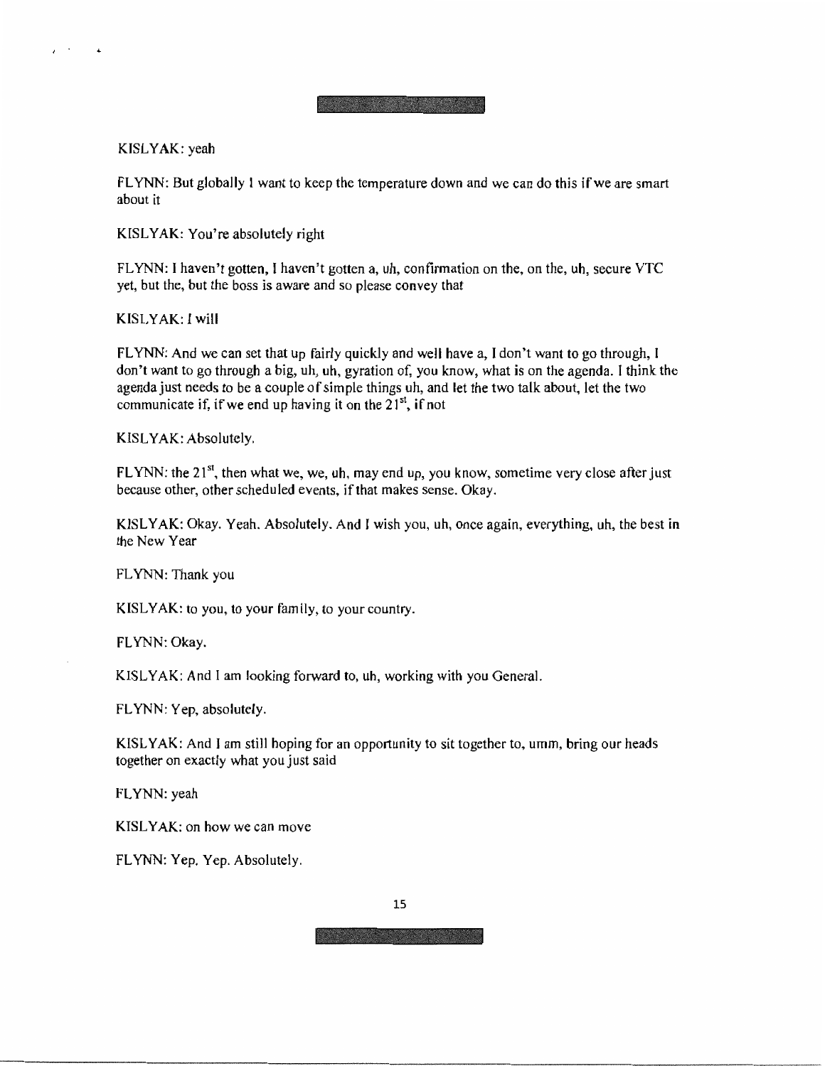KISLYAK: yeah

FLYNN: But globally I want to keep the temperature down and we can do this if we are smart about it

KISLYAK: You're absolutely right

FLYNN: I haven't gotten, I haven't gotten a, uh, confirmation on the, on the, uh, secure VTC yet, but the, but the boss is aware and so please convey that

KISLYAK: I will

FLYNN: And we can set that up fairly quickly and well have a, I don't want to go through, I don't want to go through a big, uh, uh, gyration of, you know, what is on the agenda. I think the agenda just needs to be a couple of simple things uh, and let the two talk about, let the two communicate if, if we end up having it on the 21st, if not

KISLYAK: Absolutely.

FLYNN: the 21st, then what we, we, uh, may end up, you know, sometime very close after just because other, other scheduled events, if that makes sense. Okay.

KISLYAK: Okay. Yeah. Absolutely. And I wish you, uh, once again, everything, uh, the best in the New Year

FLYNN: Thank you

KISLYAK: to you, to your family, to your country.

FLYNN: Okay.

KISLYAK: And I am looking forward to, uh, working with you General.

FLYNN: Yep, absolutely.

KISLYAK: And I am still hoping for an opportunity to sit together to, umm, bring our heads together on exactly what you just said

FLYNN: yeah

KISLYAK: on how we can move

FLYNN: Yep. Yep. Absolutely.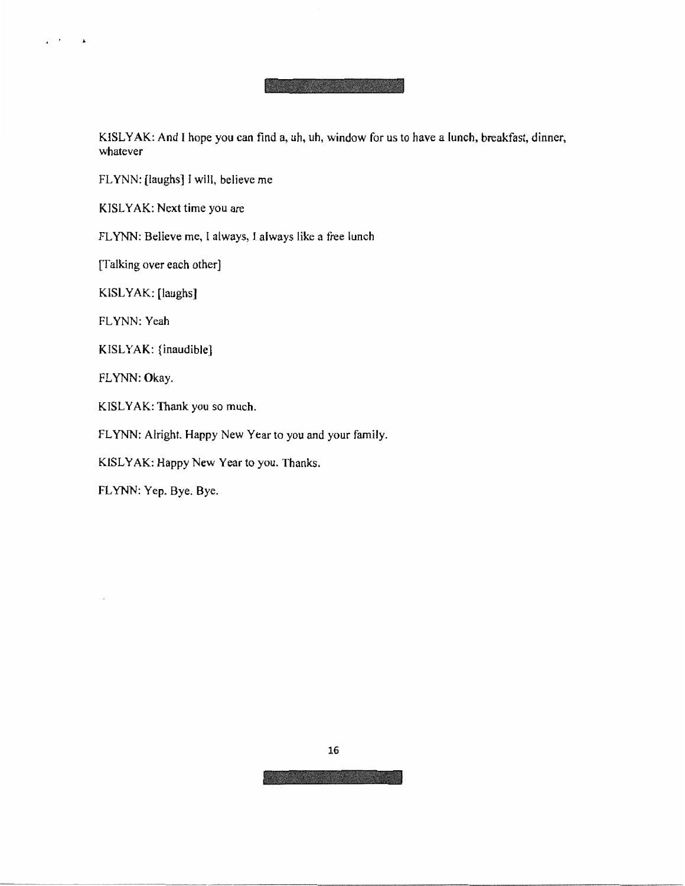KISLYAK: And I hope you can find a, uh, uh, window for us to have a lunch, breakfast, dinner, whatever

FLYNN: [laughs] I will, believe me

KISLYAK: Next time you are

FLYNN: Believe me, I always, I always like a free lunch

[Talking over each other]

KISLYAK: [laughs]

FLYNN: Yeah

KISLYAK: {inaudible}

FLYNN: Okay.

KISLYAK: Thank you so much.

FLYNN: Alright. Happy New Year to you and your family.

KISLYAK: Happy New Year to you. Thanks.

FLYNN: Yep. Bye. Bye.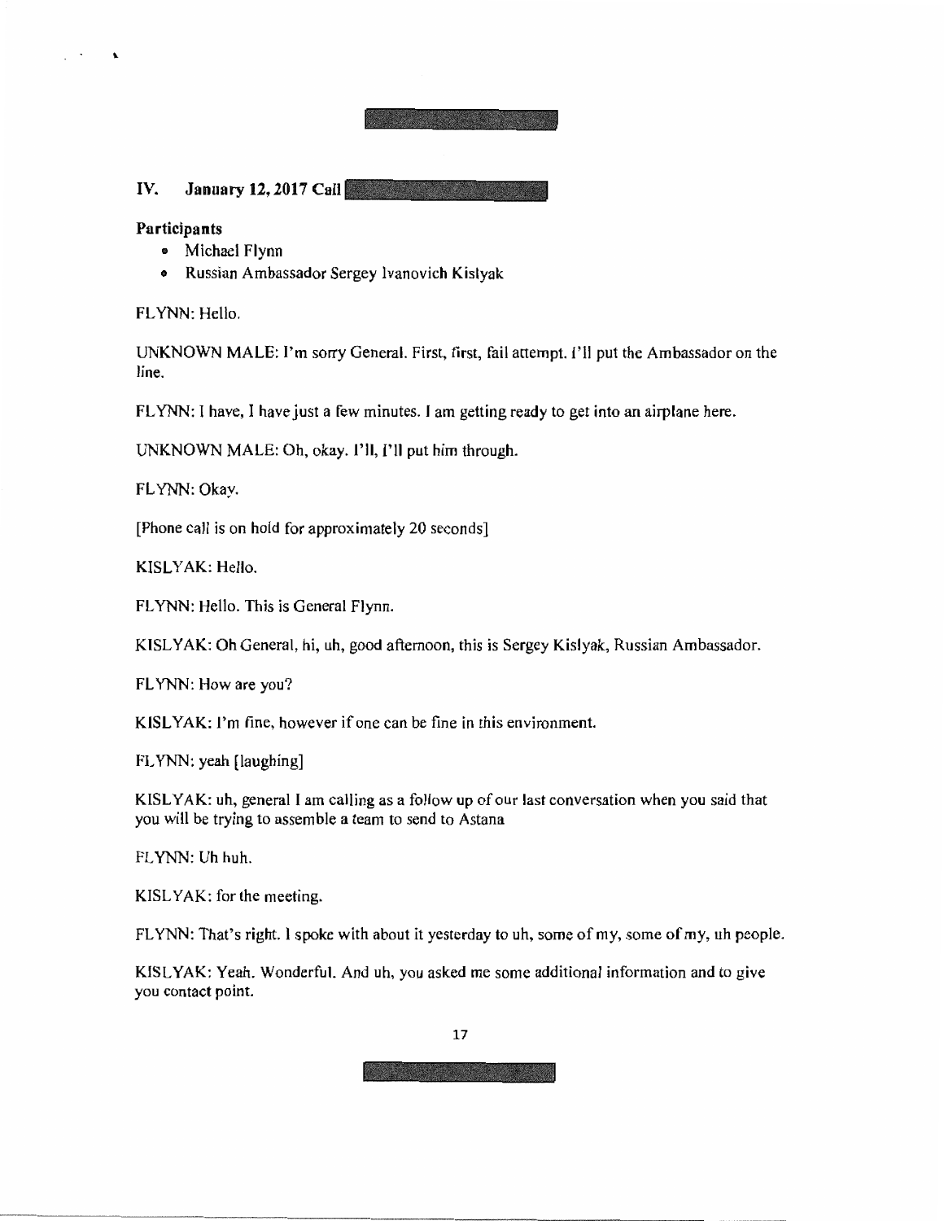## IV. January 12, 2017 Call

**Participants**

- Michael Flynn
- Russian Ambassador Sergey Ivanovich Kislyak

FLYNN: Hello.

UNKNOWN MALE: I'm sorry General. First, first, fail attempt. I'll put the Ambassador on the line.

FLYNN: I have, I have just a few minutes. I am getting ready to get into an airplane here.

UNKNOWN MALE: Oh, okay. I'll, I'll put him through.

FLYNN: Okay.

[Phone call is on hold for approximately 20 seconds]

KISLYAK: Hello.

FLYNN: Hello. This is General Flynn.

KISLYAK: Oh General, hi, uh, good afternoon, this is Sergey Kislyak, Russian Ambassador.

FLYNN: How are you?

KISLYAK: I'm fine, however if one can be fine in this environment.

FLYNN: yeah [laughing]

KISLYAK: uh, general I am calling as a follow up of our last conversation when you said that you will be trying to assemble a team to send to Astana

FLYNN: Uh huh.

KISLYAK: for the meeting.

FLYNN: That's right. I spoke with about it yesterday to uh, some of my, some of my, uh people.

KISLYAK: Yeah. Wonderful. And uh, you asked me some additional information and to give you contact point.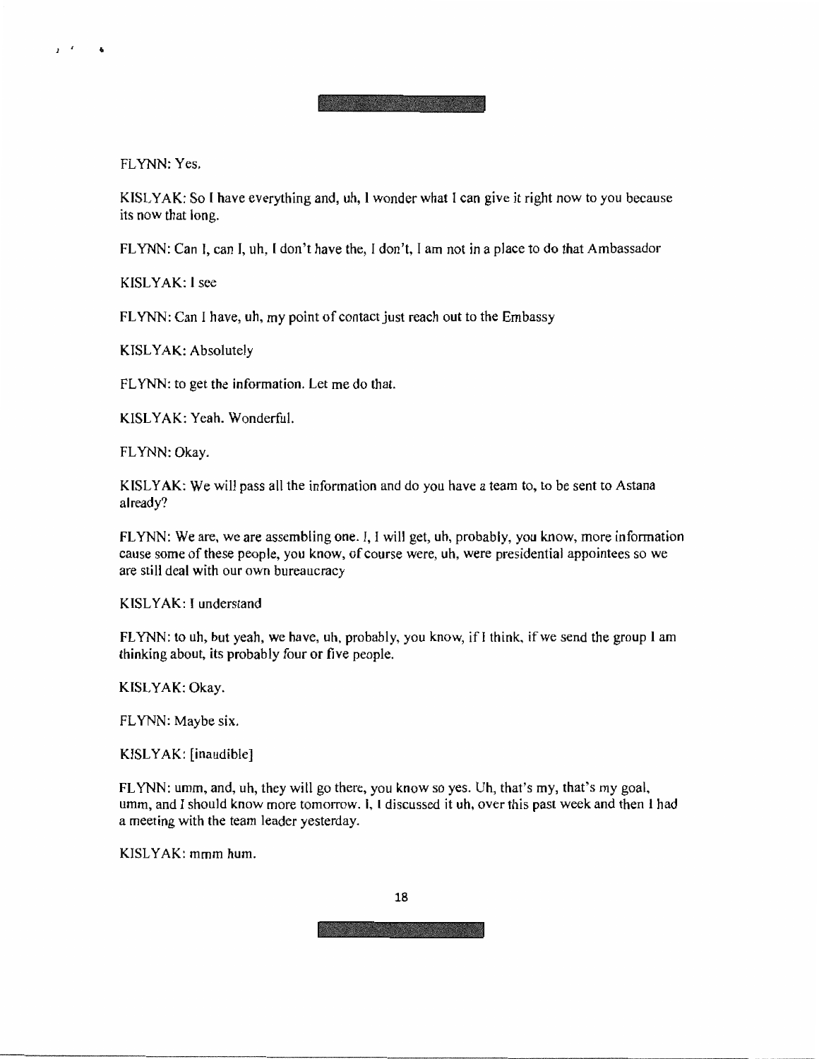FLYNN: Yes.

KISLYAK: So I have everything and, uh, I wonder what I can give it right now to you because its now that long.

FLYNN: Can I, can I, uh, I don't have the, I don't, I am not in a place to do that Ambassador

KISLYAK: I see

FLYNN: Can I have, uh, my point of contact just reach out to the Embassy

KISLYAK: Absolutely

FLYNN: to get the information. Let me do that.

KISLYAK: Yeah. Wonderful.

FLYNN: Okay.

KISLYAK: We will pass all the information and do you have a team to, to be sent to Astana already?

FLYNN: We are, we are assembling one. I, I will get, uh, probably, you know, more information cause some of these people, you know, of course were, uh, were presidential appointees so we are still deal with our own bureaucracy

KISLYAK: I understand

FLYNN: to uh, but yeah, we have, uh, probably, you know, if I think, if we send the group I am thinking about, its probably four or five people.

KISLYAK: Okay.

FLYNN: Maybe six.

KISLYAK: [inaudible]

FLYNN: umm, and, uh, they will go there, you know so yes. Uh, that's my, that's my goal, umm, and I should know more tomorrow. I, I discussed it uh, over this past week and then I had a meeting with the team leader yesterday.

KISLYAK: mmm hum.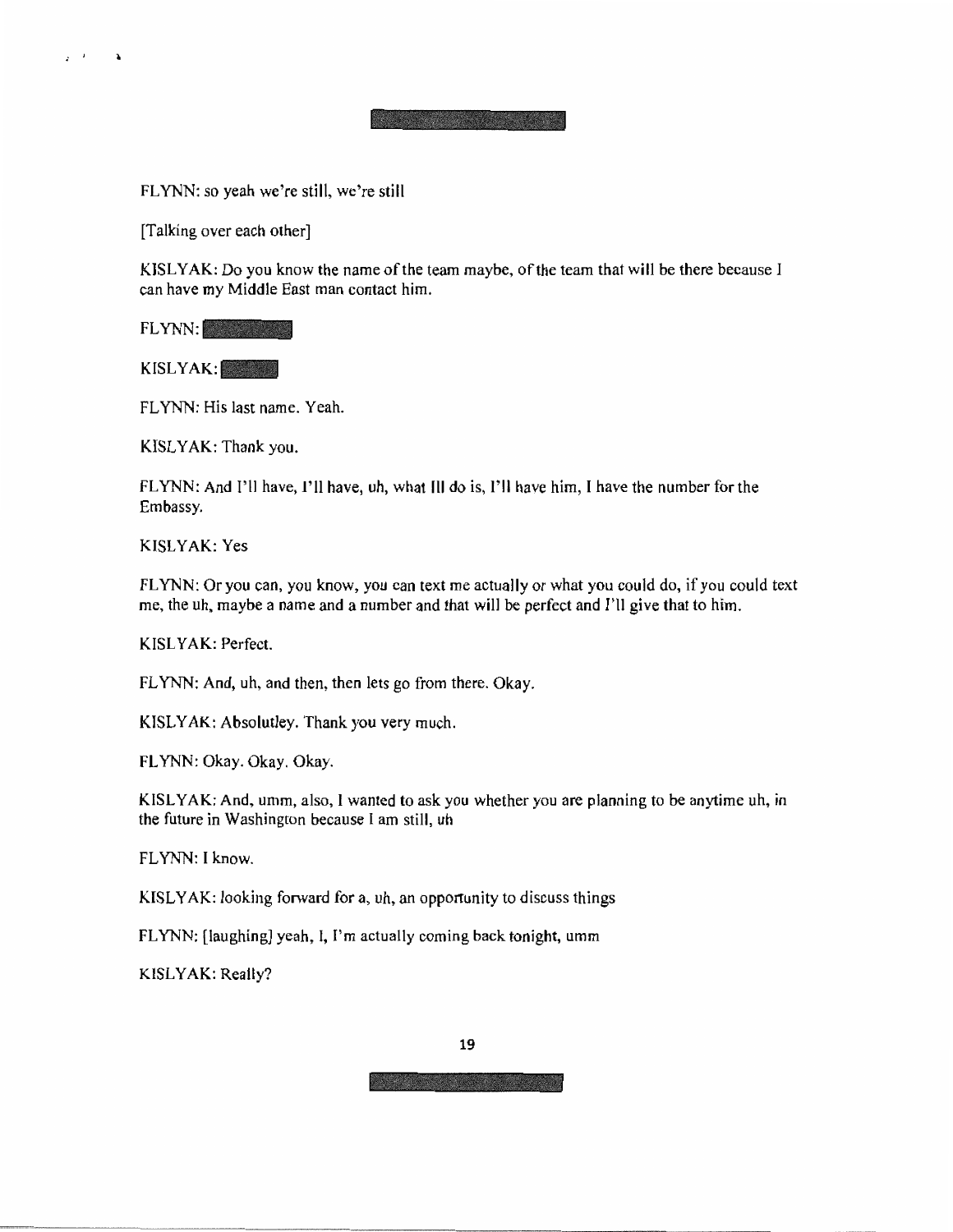FLYNN: so yeah we're still, we're still

[Talking over each other]

KISLYAK: Do you know the name of the team maybe, of the team that will be there because I can have my Middle East man contact him.

FLYNN: [redacted]

KISLYAK: [redacted]

FLYNN: His last name. Yeah.

KISLYAK: Thank you.

FLYNN: And I'll have, I'll have, uh, what Ill do is, I'll have him, I have the number for the Embassy.

KISLYAK: Yes

FLYNN: Or you can, you know, you can text me actually or what you could do, if you could text me, the uh, maybe a name and a number and that will be perfect and I'll give that to him.

KISLYAK: Perfect.

FLYNN: And, uh, and then, then lets go from there. Okay.

KISLYAK: Absolutley. Thank you very much.

FLYNN: Okay. Okay. Okay.

KISLYAK: And, umm, also, I wanted to ask you whether you are planning to be anytime uh, in the future in Washington because I am still, uh

FLYNN: I know.

KISLYAK: looking forward for a, uh, an opportunity to discuss things

FLYNN: [laughing] yeah, I, I'm actually coming back tonight, umm

KISLYAK: Really?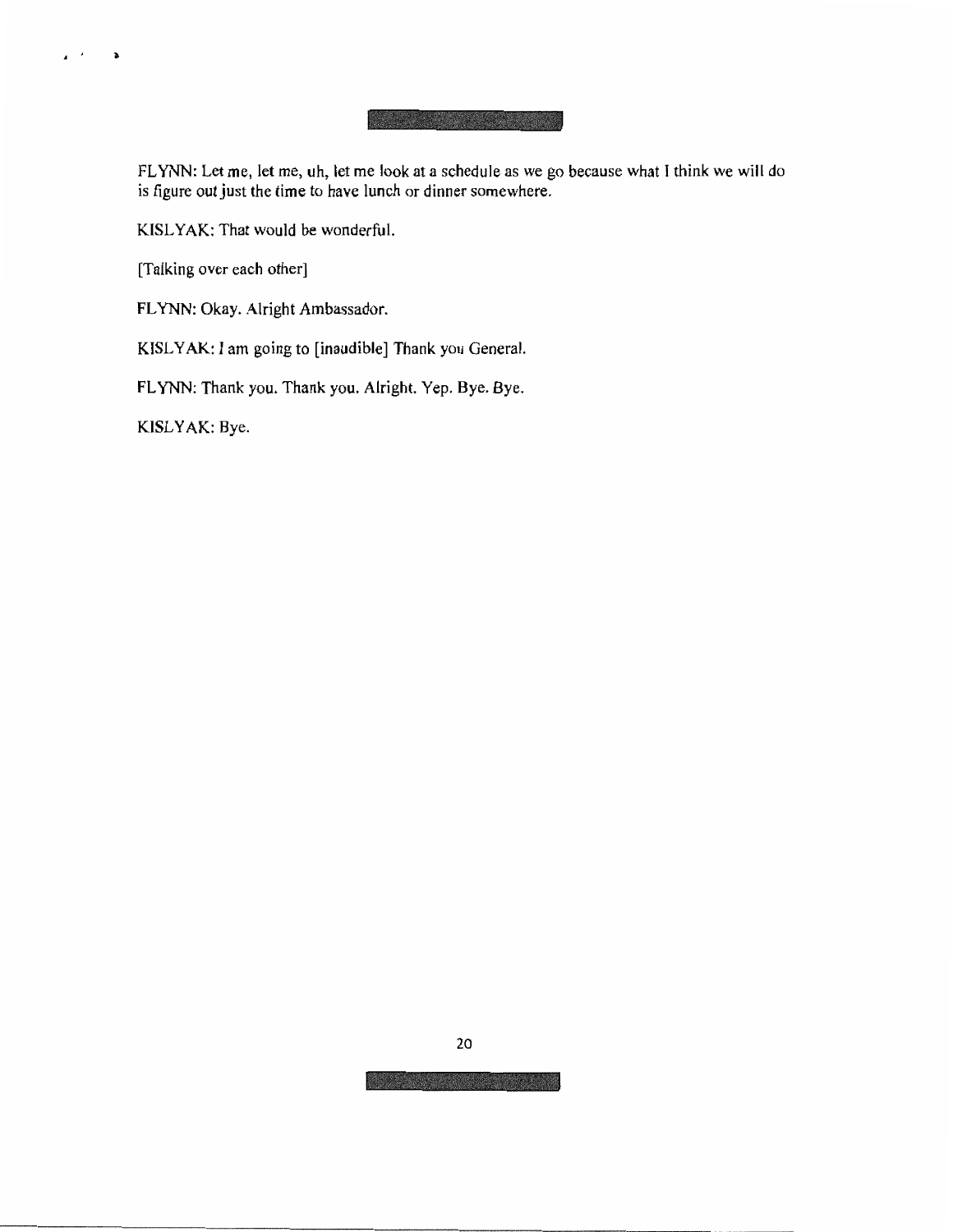FLYNN: Let me, let me, uh, let me look at a schedule as we go because what I think we will do is figure out just the time to have lunch or dinner somewhere.

KISLYAK: That would be wonderful.

[Talking over each other]

FLYNN: Okay. Alright Ambassador.

KISLYAK: I am going to [inaudible] Thank you General.

FLYNN: Thank you. Thank you. Alright. Yep. Bye. Bye.

KISLYAK: Bye.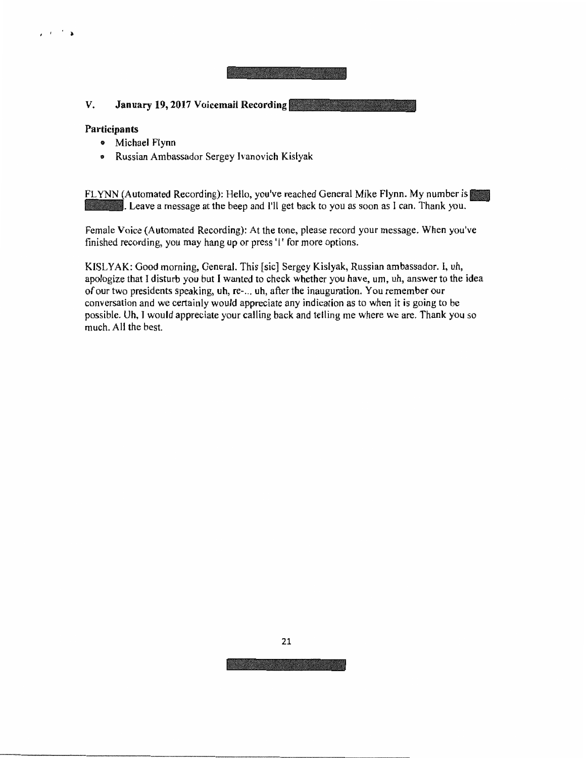## V. January 19, 2017 Voicemail Recording

**Participants**

- Michael Flynn
- Russian Ambassador Sergey Ivanovich Kislyak

FLYNN (Automated Recording): Hello, you've reached General Mike Flynn. My number is . Leave a message at the beep and I'll get back to you as soon as I can. Thank you.

Female Voice (Automated Recording): At the tone, please record your message. When you've finished recording, you may hang up or press '1' for more options.

KISLYAK: Good morning, General. This [sic] Sergey Kislyak, Russian ambassador. I, uh, apologize that I disturb you but I wanted to check whether you have, um, uh, answer to the idea of our two presidents speaking, uh, re-... uh, after the inauguration. You remember our conversation and we certainly would appreciate any indication as to when it is going to be possible. Uh, I would appreciate your calling back and telling me where we are. Thank you so much. All the best.